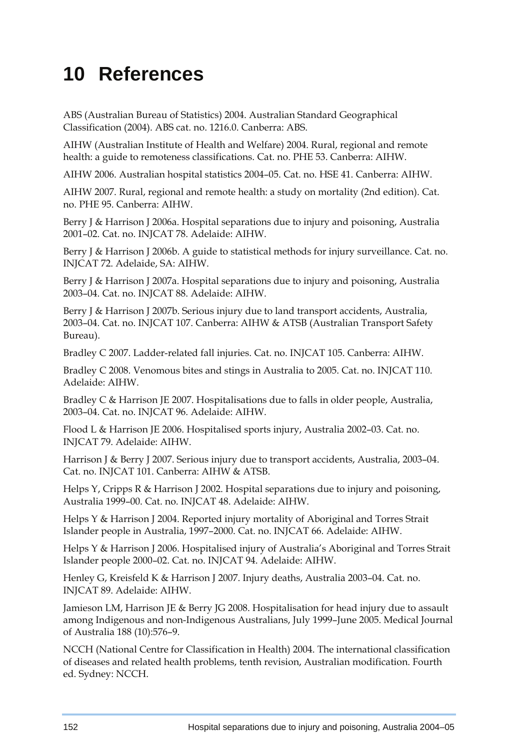# 10 References

ABS (Australian Bureau of Statistics) 2004. Australian Standard Geographical Classification (2004). ABS cat. no. 1216.0. Canberra: ABS.

AIHW (Australian Institute of Health and Welfare) 2004. Rural, regional and remote health: a guide to remoteness classifications. Cat. no. PHE 53. Canberra: AIHW.

AIHW 2006. Australian hospital statistics 2004–05. Cat. no. HSE 41. Canberra: AIHW.

AIHW 2007. Rural, regional and remote health: a study on mortality (2nd edition). Cat. no. PHE 95. Canberra: AIHW.

Berry J & Harrison J 2006a. Hospital separations due to injury and poisoning, Australia 2001–02. Cat. no. INJCAT 78. Adelaide: AIHW.

Berry J & Harrison J 2006b. A guide to statistical methods for injury surveillance. Cat. no. INJCAT 72. Adelaide, SA: AIHW.

Berry J & Harrison J 2007a. Hospital separations due to injury and poisoning, Australia 2003–04. Cat. no. INJCAT 88. Adelaide: AIHW.

Berry J & Harrison J 2007b. Serious injury due to land transport accidents, Australia, 2003–04. Cat. no. INJCAT 107. Canberra: AIHW & ATSB (Australian Transport Safety Bureau).

Bradley C 2007. Ladder-related fall injuries. Cat. no. INJCAT 105. Canberra: AIHW.

Bradley C 2008. Venomous bites and stings in Australia to 2005. Cat. no. INJCAT 110. Adelaide: AIHW.

Bradley C & Harrison JE 2007. Hospitalisations due to falls in older people, Australia, 2003–04. Cat. no. INJCAT 96. Adelaide: AIHW.

Flood L & Harrison JE 2006. Hospitalised sports injury, Australia 2002–03. Cat. no. INJCAT 79. Adelaide: AIHW.

Harrison J & Berry J 2007. Serious injury due to transport accidents, Australia, 2003–04. Cat. no. INJCAT 101. Canberra: AIHW & ATSB.

Helps Y, Cripps R & Harrison J 2002. Hospital separations due to injury and poisoning, Australia 1999–00. Cat. no. INJCAT 48. Adelaide: AIHW.

Helps Y & Harrison J 2004. Reported injury mortality of Aboriginal and Torres Strait Islander people in Australia, 1997–2000. Cat. no. INJCAT 66. Adelaide: AIHW.

Helps Y & Harrison J 2006. Hospitalised injury of Australia's Aboriginal and Torres Strait Islander people 2000–02. Cat. no. INJCAT 94. Adelaide: AIHW.

Henley G, Kreisfeld K & Harrison J 2007. Injury deaths, Australia 2003–04. Cat. no. INJCAT 89. Adelaide: AIHW.

Jamieson LM, Harrison JE & Berry JG 2008. Hospitalisation for head injury due to assault among Indigenous and non-Indigenous Australians, July 1999–June 2005. Medical Journal of Australia 188 (10):576–9.

NCCH (National Centre for Classification in Health) 2004. The international classification of diseases and related health problems, tenth revision, Australian modification. Fourth ed. Sydney: NCCH.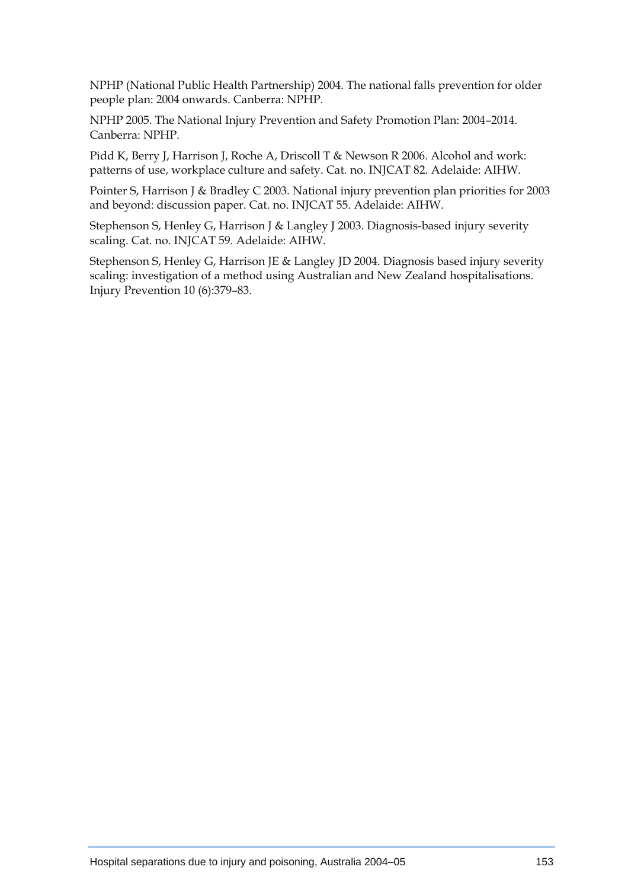NPHP (National Public Health Partnership) 2004. The national falls prevention for older people plan: 2004 onwards. Canberra: NPHP.

NPHP 2005. The National Injury Prevention and Safety Promotion Plan: 2004–2014. Canberra: NPHP.

Pidd K, Berry J, Harrison J, Roche A, Driscoll T & Newson R 2006. Alcohol and work: patterns of use, workplace culture and safety. Cat. no. INJCAT 82. Adelaide: AIHW.

Pointer S, Harrison J & Bradley C 2003. National injury prevention plan priorities for 2003 and beyond: discussion paper. Cat. no. INJCAT 55. Adelaide: AIHW.

Stephenson S, Henley G, Harrison J & Langley J 2003. Diagnosis-based injury severity scaling. Cat. no. INJCAT 59. Adelaide: AIHW.

Stephenson S, Henley G, Harrison JE & Langley JD 2004. Diagnosis based injury severity scaling: investigation of a method using Australian and New Zealand hospitalisations. Injury Prevention 10 (6):379–83.